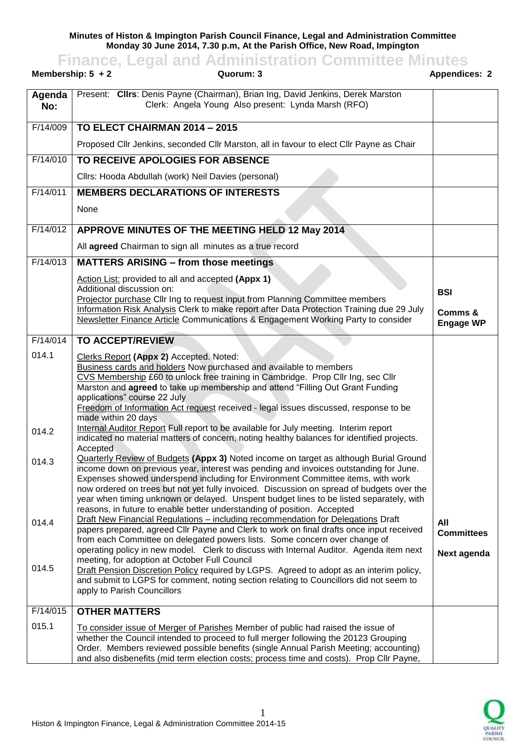**Minutes of Histon & Impington Parish Council Finance, Legal and Administration Committee**
**Monday 30 June 2014, 7.30 p.m, At the Parish Office, New Road, Impington**

# Finance, Legal and Administration Committee Minutes

**Membership: 5 + 2** | **Quorum: 3** | **Appendices: 2**

| Agenda No: | Present: **Cllrs**: Denis Payne (Chairman), Brian Ing, David Jenkins, Derek Marston Clerk: Angela Young Also present: Lynda Marsh (RFO) | |
|---|---|---|
| F/14/009 | **TO ELECT CHAIRMAN 2014 – 2015** | |
| | Proposed Cllr Jenkins, seconded Cllr Marston, all in favour to elect Cllr Payne as Chair | |
| F/14/010 | **TO RECEIVE APOLOGIES FOR ABSENCE** | |
| | Cllrs: Hooda Abdullah (work) Neil Davies (personal) | |
| F/14/011 | **MEMBERS DECLARATIONS OF INTERESTS** | |
| | None | |
| F/14/012 | **APPROVE MINUTES OF THE MEETING HELD 12 May 2014** | |
| | All **agreed** Chairman to sign all minutes as a true record | |
| F/14/013 | **MATTERS ARISING – from those meetings** | |
| | Action List: provided to all and accepted **(Appx 1)** Additional discussion on: Projector purchase Cllr Ing to request input from Planning Committee members Information Risk Analysis Clerk to make report after Data Protection Training due 29 July Newsletter Finance Article Communications & Engagement Working Party to consider | **BSI** **Comms & Engage WP** |
| F/14/014 | **TO ACCEPT/REVIEW** | |
| 014.1 | Clerks Report **(Appx 2)** Accepted. Noted: Business cards and holders Now purchased and available to members CVS Membership £60 to unlock free training in Cambridge. Prop Cllr Ing, sec Cllr Marston and **agreed** to take up membership and attend "Filling Out Grant Funding applications" course 22 July Freedom of Information Act request received - legal issues discussed, response to be made within 20 days | |
| 014.2 | Internal Auditor Report Full report to be available for July meeting. Interim report indicated no material matters of concern, noting healthy balances for identified projects. Accepted | |
| 014.3 | Quarterly Review of Budgets **(Appx 3)** Noted income on target as although Burial Ground income down on previous year, interest was pending and invoices outstanding for June. Expenses showed underspend including for Environment Committee items, with work now ordered on trees but not yet fully invoiced. Discussion on spread of budgets over the year when timing unknown or delayed. Unspent budget lines to be listed separately, with reasons, in future to enable better understanding of position. Accepted | |
| 014.4 | Draft New Financial Regulations – including recommendation for Delegations Draft papers prepared, agreed Cllr Payne and Clerk to work on final drafts once input received from each Committee on delegated powers lists. Some concern over change of operating policy in new model. Clerk to discuss with Internal Auditor. Agenda item next meeting, for adoption at October Full Council | **All Committees** **Next agenda** |
| 014.5 | Draft Pension Discretion Policy required by LGPS. Agreed to adopt as an interim policy, and submit to LGPS for comment, noting section relating to Councillors did not seem to apply to Parish Councillors | |
| F/14/015 | **OTHER MATTERS** | |
| 015.1 | To consider issue of Merger of Parishes Member of public had raised the issue of whether the Council intended to proceed to full merger following the 20123 Grouping Order. Members reviewed possible benefits (single Annual Parish Meeting; accounting) and also disbenefits (mid term election costs; process time and costs). Prop Cllr Payne, | |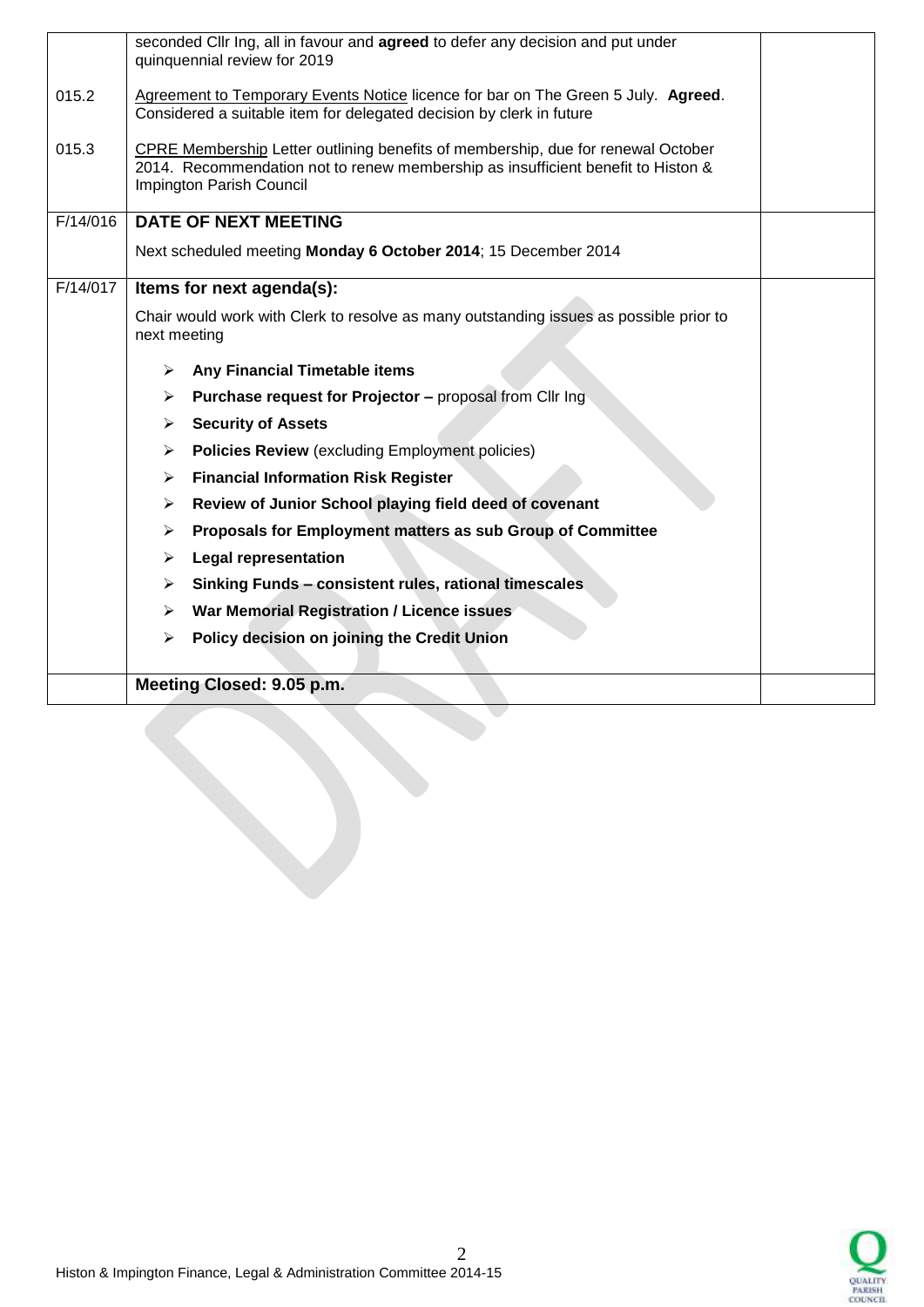| | | |
|---|---|---|
| | seconded Cllr Ing, all in favour and **agreed** to defer any decision and put under quinquennial review for 2019 | |
| 015.2 | Agreement to Temporary Events Notice licence for bar on The Green 5 July. **Agreed**. Considered a suitable item for delegated decision by clerk in future | |
| 015.3 | CPRE Membership Letter outlining benefits of membership, due for renewal October 2014. Recommendation not to renew membership as insufficient benefit to Histon & Impington Parish Council | |
| F/14/016 | **DATE OF NEXT MEETING**<br><br>Next scheduled meeting **Monday 6 October 2014**; 15 December 2014 | |
| F/14/017 | **Items for next agenda(s):**<br><br>Chair would work with Clerk to resolve as many outstanding issues as possible prior to next meeting<br><br>➢ **Any Financial Timetable items**<br>➢ **Purchase request for Projector –** proposal from Cllr Ing<br>➢ **Security of Assets**<br>➢ **Policies Review** (excluding Employment policies)<br>➢ **Financial Information Risk Register**<br>➢ **Review of Junior School playing field deed of covenant**<br>➢ **Proposals for Employment matters as sub Group of Committee**<br>➢ **Legal representation**<br>➢ **Sinking Funds – consistent rules, rational timescales**<br>➢ **War Memorial Registration / Licence issues**<br>➢ **Policy decision on joining the Credit Union** | |
| | **Meeting Closed: 9.05 p.m.** | |

Histon & Impington Finance, Legal & Administration Committee 2014-15